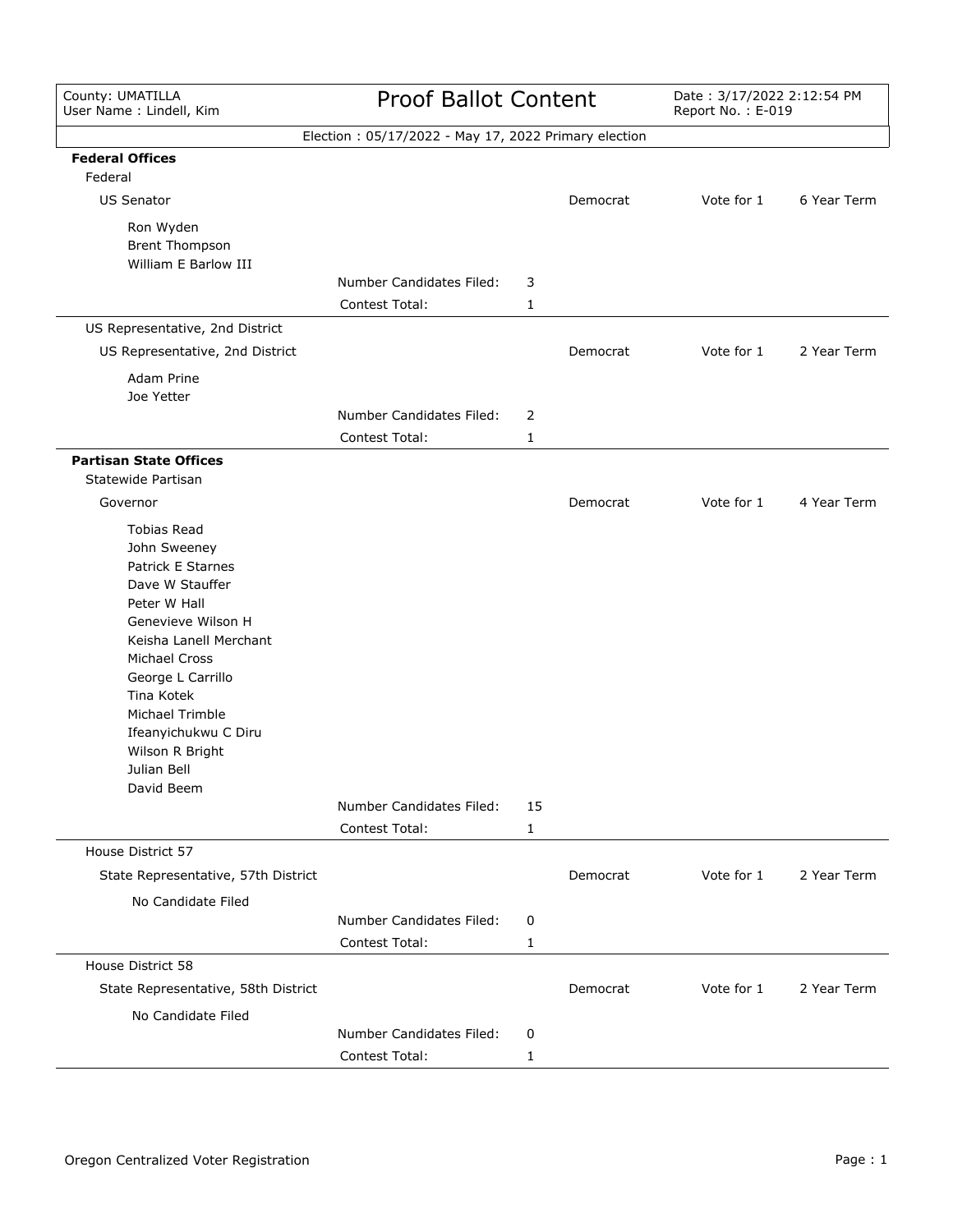| County: UMATILLA<br>User Name : Lindell, Kim | Proof Ballot Content | Date : 3/17/2022 2:12:54 PM<br>Report No. : E-019 |
|---|---|---|

Election : 05/17/2022 - May 17, 2022 Primary election

## Federal Offices

Federal

| US Senator | | Democrat | Vote for 1 | 6 Year Term |
|---|---|---|---|---|

Ron Wyden
Brent Thompson
William E Barlow III

Number Candidates Filed: 3
Contest Total: 1

---

US Representative, 2nd District

| US Representative, 2nd District | | Democrat | Vote for 1 | 2 Year Term |
|---|---|---|---|---|

Adam Prine
Joe Yetter

Number Candidates Filed: 2
Contest Total: 1

---

## Partisan State Offices

Statewide Partisan

| Governor | | Democrat | Vote for 1 | 4 Year Term |
|---|---|---|---|---|

Tobias Read
John Sweeney
Patrick E Starnes
Dave W Stauffer
Peter W Hall
Genevieve Wilson H
Keisha Lanell Merchant
Michael Cross
George L Carrillo
Tina Kotek
Michael Trimble
Ifeanyichukwu C Diru
Wilson R Bright
Julian Bell
David Beem

Number Candidates Filed: 15
Contest Total: 1

---

House District 57

| State Representative, 57th District | | Democrat | Vote for 1 | 2 Year Term |
|---|---|---|---|---|

No Candidate Filed

Number Candidates Filed: 0
Contest Total: 1

---

House District 58

| State Representative, 58th District | | Democrat | Vote for 1 | 2 Year Term |
|---|---|---|---|---|

No Candidate Filed

Number Candidates Filed: 0
Contest Total: 1

---

Oregon Centralized Voter Registration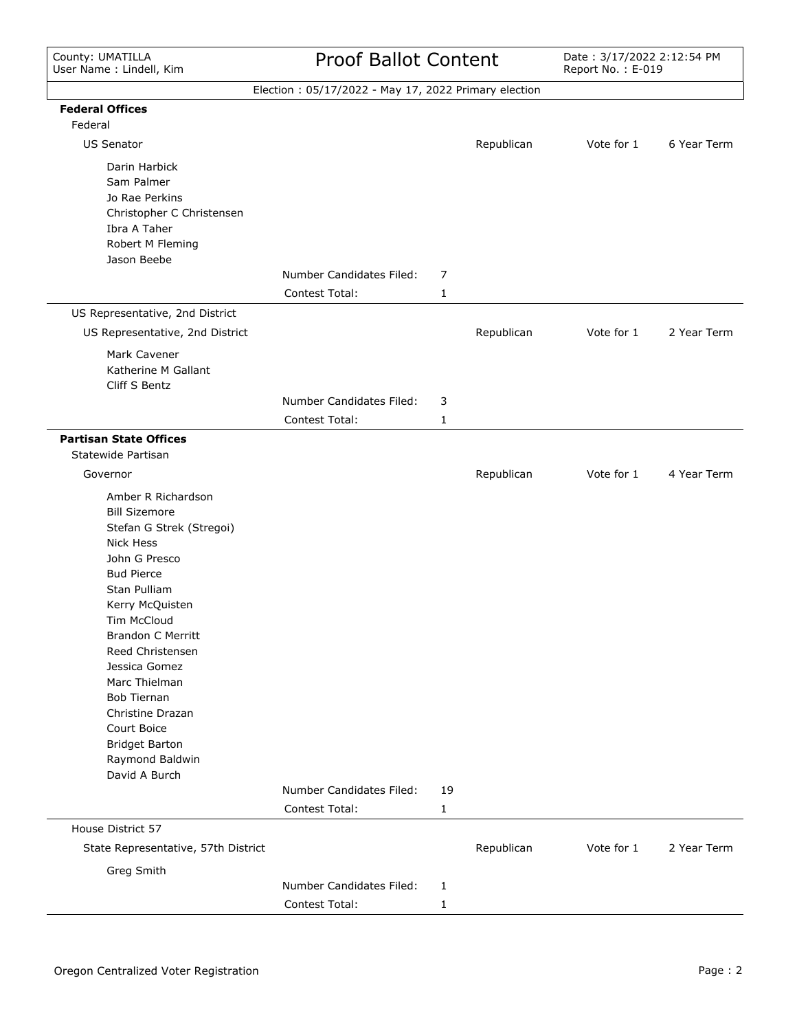County: UMATILLA
User Name : Lindell, Kim

# Proof Ballot Content

Date : 3/17/2022 2:12:54 PM
Report No. : E-019

Election : 05/17/2022 - May 17, 2022 Primary election

## Federal Offices

### Federal

| US Senator | | | Republican | Vote for 1 | 6 Year Term |
|---|---|---|---|---|---|
| Darin Harbick | | | | | |
| Sam Palmer | | | | | |
| Jo Rae Perkins | | | | | |
| Christopher C Christensen | | | | | |
| Ibra A Taher | | | | | |
| Robert M Fleming | | | | | |
| Jason Beebe | | | | | |
| | Number Candidates Filed: | 7 | | | |
| | Contest Total: | 1 | | | |

### US Representative, 2nd District

| US Representative, 2nd District | | | Republican | Vote for 1 | 2 Year Term |
|---|---|---|---|---|---|
| Mark Cavener | | | | | |
| Katherine M Gallant | | | | | |
| Cliff S Bentz | | | | | |
| | Number Candidates Filed: | 3 | | | |
| | Contest Total: | 1 | | | |

## Partisan State Offices

### Statewide Partisan

| Governor | | | Republican | Vote for 1 | 4 Year Term |
|---|---|---|---|---|---|
| Amber R Richardson | | | | | |
| Bill Sizemore | | | | | |
| Stefan G Strek (Stregoi) | | | | | |
| Nick Hess | | | | | |
| John G Presco | | | | | |
| Bud Pierce | | | | | |
| Stan Pulliam | | | | | |
| Kerry McQuisten | | | | | |
| Tim McCloud | | | | | |
| Brandon C Merritt | | | | | |
| Reed Christensen | | | | | |
| Jessica Gomez | | | | | |
| Marc Thielman | | | | | |
| Bob Tiernan | | | | | |
| Christine Drazan | | | | | |
| Court Boice | | | | | |
| Bridget Barton | | | | | |
| Raymond Baldwin | | | | | |
| David A Burch | | | | | |
| | Number Candidates Filed: | 19 | | | |
| | Contest Total: | 1 | | | |

### House District 57

| State Representative, 57th District | | | Republican | Vote for 1 | 2 Year Term |
|---|---|---|---|---|---|
| Greg Smith | | | | | |
| | Number Candidates Filed: | 1 | | | |
| | Contest Total: | 1 | | | |

Oregon Centralized Voter Registration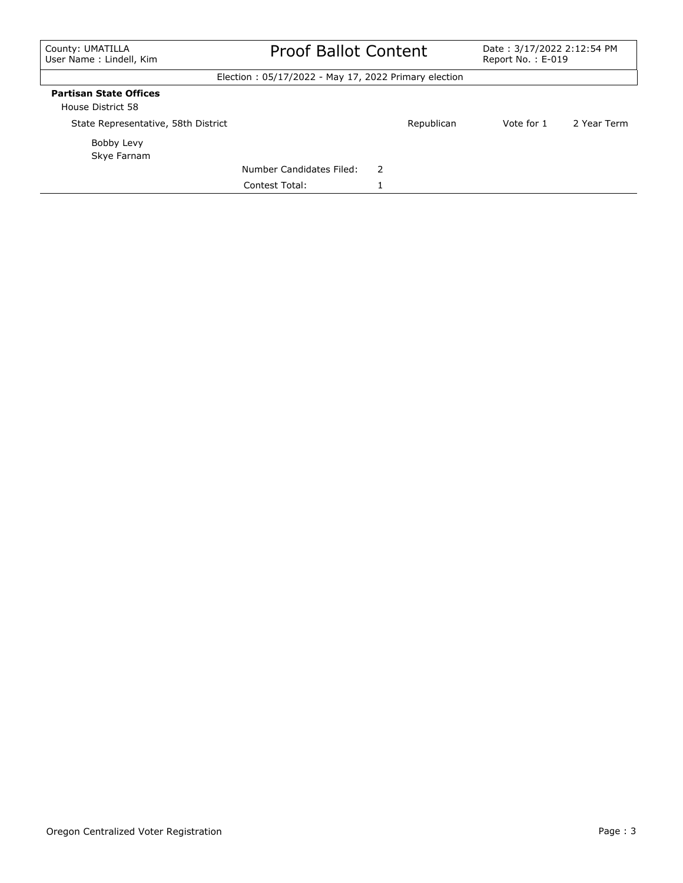County: UMATILLA
User Name : Lindell, Kim

# Proof Ballot Content

Date : 3/17/2022 2:12:54 PM
Report No. : E-019

Election : 05/17/2022 - May 17, 2022 Primary election

**Partisan State Offices**

House District 58

| State Representative, 58th District | | Republican | Vote for 1 | 2 Year Term |
|---|---|---|---|---|
| Bobby Levy | | | | |
| Skye Farnam | | | | |
| | Number Candidates Filed: | 2 | | |
| | Contest Total: | 1 | | |

Oregon Centralized Voter Registration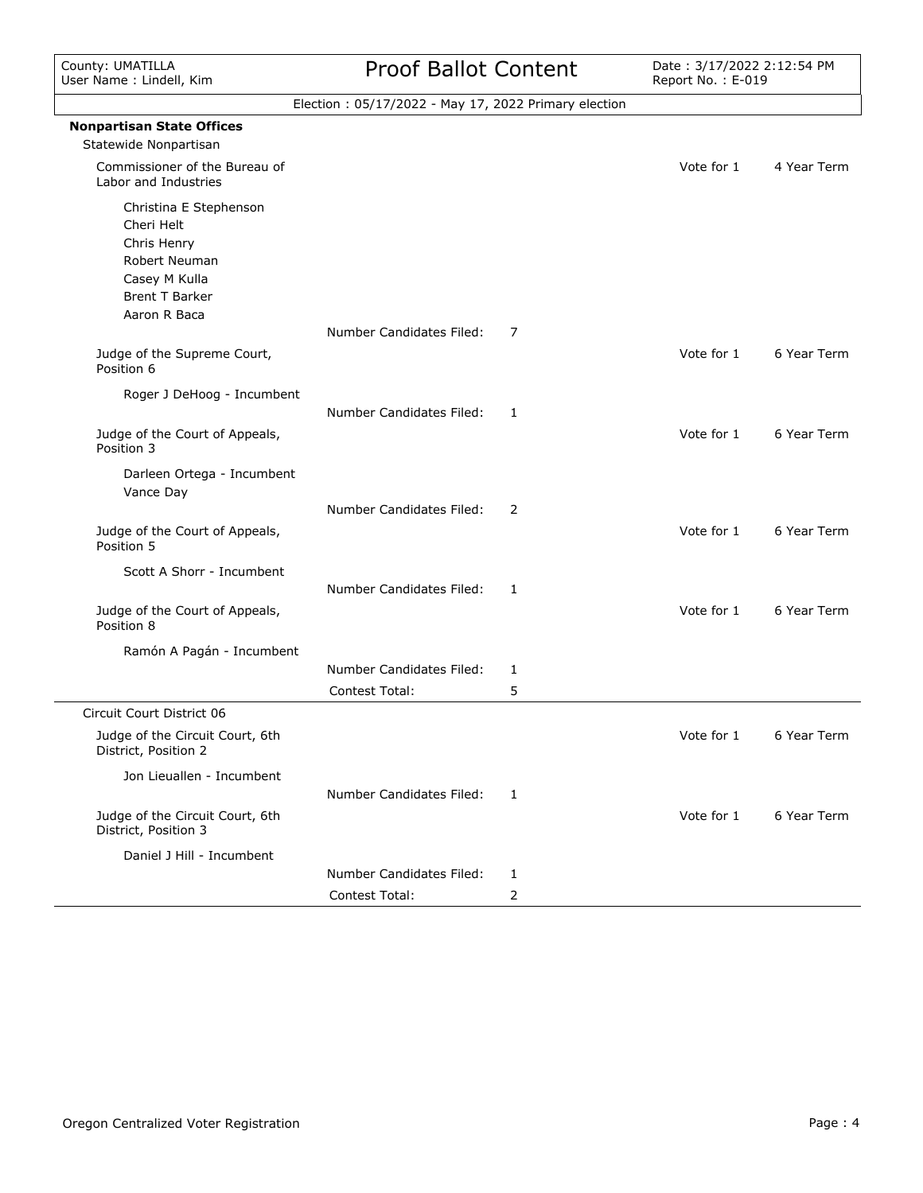## Nonpartisan State Offices

### Statewide Nonpartisan

**Commissioner of the Bureau of Labor and Industries** — Vote for 1 — 4 Year Term

- Christina E Stephenson
- Cheri Helt
- Chris Henry
- Robert Neuman
- Casey M Kulla
- Brent T Barker
- Aaron R Baca

Number Candidates Filed: 7

**Judge of the Supreme Court, Position 6** — Vote for 1 — 6 Year Term

- Roger J DeHoog - Incumbent

Number Candidates Filed: 1

**Judge of the Court of Appeals, Position 3** — Vote for 1 — 6 Year Term

- Darleen Ortega - Incumbent
- Vance Day

Number Candidates Filed: 2

**Judge of the Court of Appeals, Position 5** — Vote for 1 — 6 Year Term

- Scott A Shorr - Incumbent

Number Candidates Filed: 1

**Judge of the Court of Appeals, Position 8** — Vote for 1 — 6 Year Term

- Ramón A Pagán - Incumbent

Number Candidates Filed: 1

Contest Total: 5

### Circuit Court District 06

**Judge of the Circuit Court, 6th District, Position 2** — Vote for 1 — 6 Year Term

- Jon Lieuallen - Incumbent

Number Candidates Filed: 1

**Judge of the Circuit Court, 6th District, Position 3** — Vote for 1 — 6 Year Term

- Daniel J Hill - Incumbent

Number Candidates Filed: 1

Contest Total: 2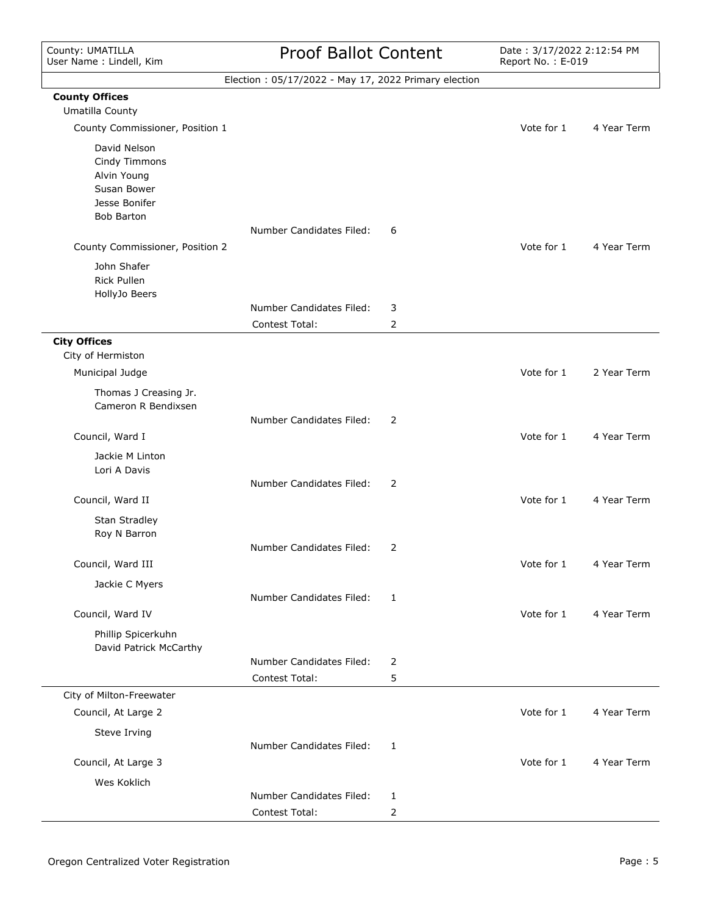Election : 05/17/2022 - May 17, 2022 Primary election

## County Offices

### Umatilla County

**County Commissioner, Position 1** — Vote for 1 — 4 Year Term

- David Nelson
- Cindy Timmons
- Alvin Young
- Susan Bower
- Jesse Bonifer
- Bob Barton

Number Candidates Filed: 6

**County Commissioner, Position 2** — Vote for 1 — 4 Year Term

- John Shafer
- Rick Pullen
- HollyJo Beers

Number Candidates Filed: 3

Contest Total: 2

## City Offices

### City of Hermiston

**Municipal Judge** — Vote for 1 — 2 Year Term

- Thomas J Creasing Jr.
- Cameron R Bendixsen

Number Candidates Filed: 2

**Council, Ward I** — Vote for 1 — 4 Year Term

- Jackie M Linton
- Lori A Davis

Number Candidates Filed: 2

**Council, Ward II** — Vote for 1 — 4 Year Term

- Stan Stradley
- Roy N Barron

Number Candidates Filed: 2

**Council, Ward III** — Vote for 1 — 4 Year Term

- Jackie C Myers

Number Candidates Filed: 1

**Council, Ward IV** — Vote for 1 — 4 Year Term

- Phillip Spicerkuhn
- David Patrick McCarthy

Number Candidates Filed: 2

Contest Total: 5

### City of Milton-Freewater

**Council, At Large 2** — Vote for 1 — 4 Year Term

- Steve Irving

Number Candidates Filed: 1

**Council, At Large 3** — Vote for 1 — 4 Year Term

- Wes Koklich

Number Candidates Filed: 1

Contest Total: 2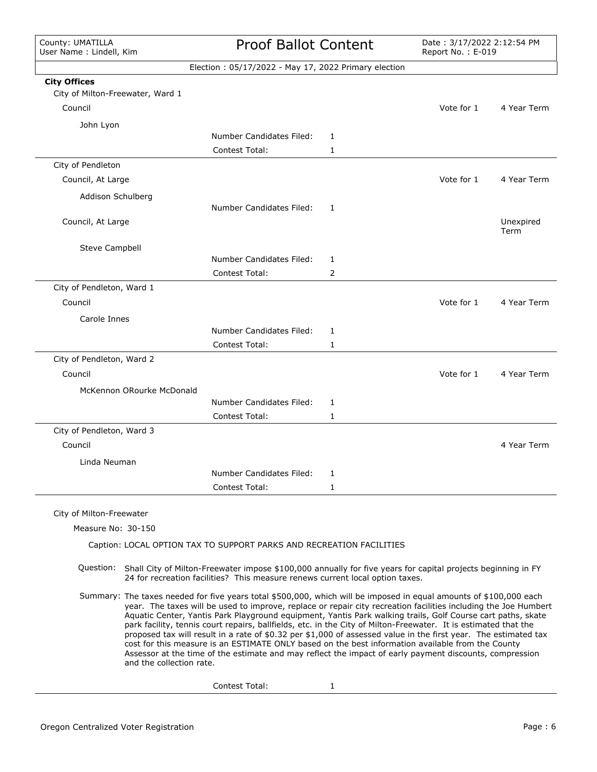County: UMATILLA
User Name : Lindell, Kim

# Proof Ballot Content

Date : 3/17/2022 2:12:54 PM
Report No. : E-019

Election : 05/17/2022 - May 17, 2022 Primary election

**City Offices**

City of Milton-Freewater, Ward 1

| Council | | | Vote for 1 | 4 Year Term |
|---|---|---|---|---|
| John Lyon | | | | |
| | Number Candidates Filed: | 1 | | |
| | Contest Total: | 1 | | |

City of Pendleton

| Council, At Large | | | Vote for 1 | 4 Year Term |
|---|---|---|---|---|
| Addison Schulberg | | | | |
| | Number Candidates Filed: | 1 | | |
| Council, At Large | | | | Unexpired Term |
| Steve Campbell | | | | |
| | Number Candidates Filed: | 1 | | |
| | Contest Total: | 2 | | |

City of Pendleton, Ward 1

| Council | | | Vote for 1 | 4 Year Term |
|---|---|---|---|---|
| Carole Innes | | | | |
| | Number Candidates Filed: | 1 | | |
| | Contest Total: | 1 | | |

City of Pendleton, Ward 2

| Council | | | Vote for 1 | 4 Year Term |
|---|---|---|---|---|
| McKennon ORourke McDonald | | | | |
| | Number Candidates Filed: | 1 | | |
| | Contest Total: | 1 | | |

City of Pendleton, Ward 3

| Council | | | | 4 Year Term |
|---|---|---|---|---|
| Linda Neuman | | | | |
| | Number Candidates Filed: | 1 | | |
| | Contest Total: | 1 | | |

City of Milton-Freewater

Measure No: 30-150

Caption: LOCAL OPTION TAX TO SUPPORT PARKS AND RECREATION FACILITIES

Question: Shall City of Milton-Freewater impose $100,000 annually for five years for capital projects beginning in FY 24 for recreation facilities? This measure renews current local option taxes.

Summary: The taxes needed for five years total $500,000, which will be imposed in equal amounts of $100,000 each year. The taxes will be used to improve, replace or repair city recreation facilities including the Joe Humbert Aquatic Center, Yantis Park Playground equipment, Yantis Park walking trails, Golf Course cart paths, skate park facility, tennis court repairs, ballfields, etc. in the City of Milton-Freewater. It is estimated that the proposed tax will result in a rate of $0.32 per $1,000 of assessed value in the first year. The estimated tax cost for this measure is an ESTIMATE ONLY based on the best information available from the County Assessor at the time of the estimate and may reflect the impact of early payment discounts, compression and the collection rate.

Contest Total: 1

Oregon Centralized Voter Registration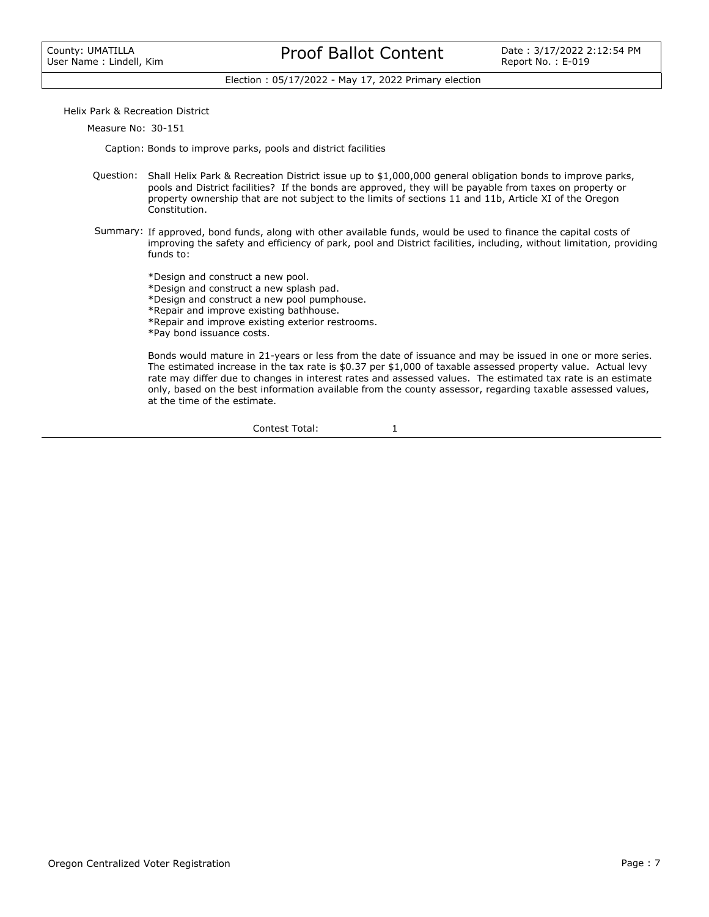Helix Park & Recreation District

Measure No: 30-151

Caption: Bonds to improve parks, pools and district facilities

Question: Shall Helix Park & Recreation District issue up to $1,000,000 general obligation bonds to improve parks, pools and District facilities? If the bonds are approved, they will be payable from taxes on property or property ownership that are not subject to the limits of sections 11 and 11b, Article XI of the Oregon Constitution.

Summary: If approved, bond funds, along with other available funds, would be used to finance the capital costs of improving the safety and efficiency of park, pool and District facilities, including, without limitation, providing funds to:

*Design and construct a new pool.
*Design and construct a new splash pad.
*Design and construct a new pool pumphouse.
*Repair and improve existing bathhouse.
*Repair and improve existing exterior restrooms.
*Pay bond issuance costs.

Bonds would mature in 21-years or less from the date of issuance and may be issued in one or more series. The estimated increase in the tax rate is $0.37 per $1,000 of taxable assessed property value. Actual levy rate may differ due to changes in interest rates and assessed values. The estimated tax rate is an estimate only, based on the best information available from the county assessor, regarding taxable assessed values, at the time of the estimate.

Contest Total: 1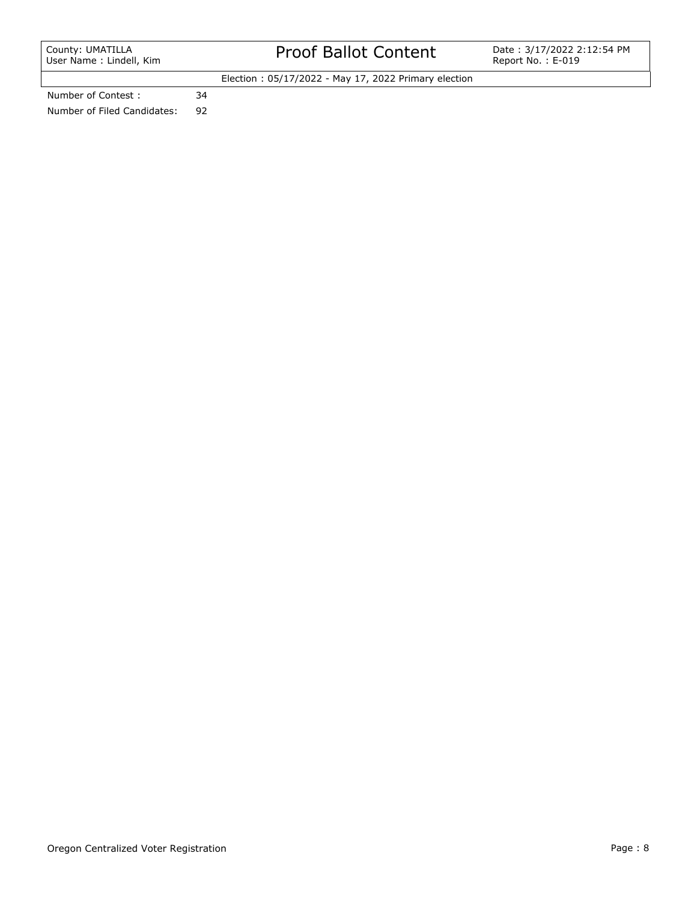| | |
|---|---|
| Number of Contest : | 34 |
| Number of Filed Candidates: | 92 |